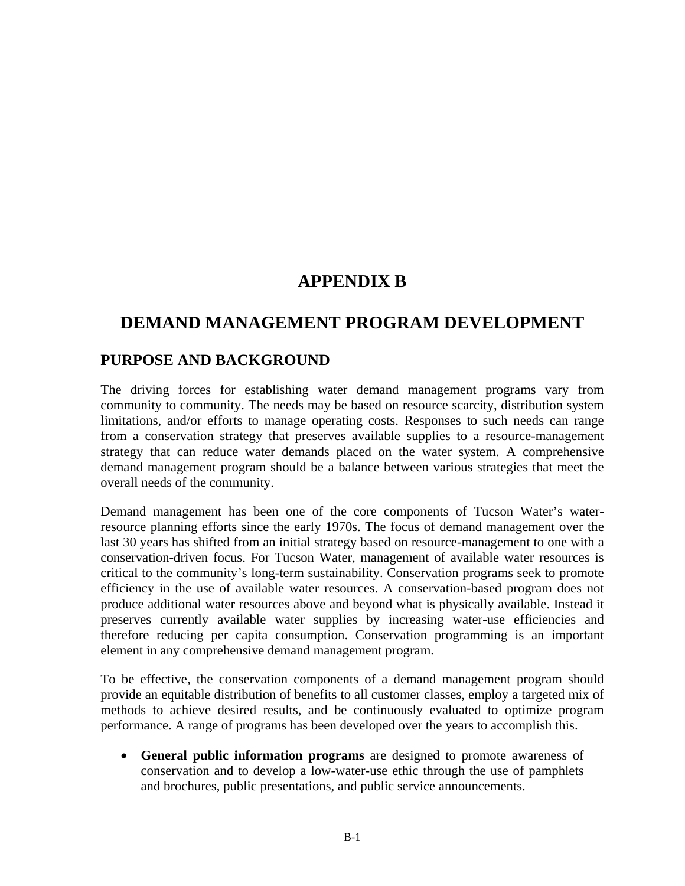# APPENDIX B

# DEMAND MANAGEMENT PROGRAM DEVELOPMENT

## PURPOSE AND BACKGROUND

The driving forces for establishing water demand management programs vary from community to community. The needs may be based on resource scarcity, distribution system limitations, and/or efforts to manage operating costs. Responses to such needs can range from a conservation strategy that preserves available supplies to a resource-management strategy that can reduce water demands placed on the water system. A comprehensive demand management program should be a balance between various strategies that meet the overall needs of the community.

Demand management has been one of the core components of Tucson Water's water-resource planning efforts since the early 1970s. The focus of demand management over the last 30 years has shifted from an initial strategy based on resource-management to one with a conservation-driven focus. For Tucson Water, management of available water resources is critical to the community's long-term sustainability. Conservation programs seek to promote efficiency in the use of available water resources. A conservation-based program does not produce additional water resources above and beyond what is physically available. Instead it preserves currently available water supplies by increasing water-use efficiencies and therefore reducing per capita consumption. Conservation programming is an important element in any comprehensive demand management program.

To be effective, the conservation components of a demand management program should provide an equitable distribution of benefits to all customer classes, employ a targeted mix of methods to achieve desired results, and be continuously evaluated to optimize program performance. A range of programs has been developed over the years to accomplish this.

- **General public information programs** are designed to promote awareness of conservation and to develop a low-water-use ethic through the use of pamphlets and brochures, public presentations, and public service announcements.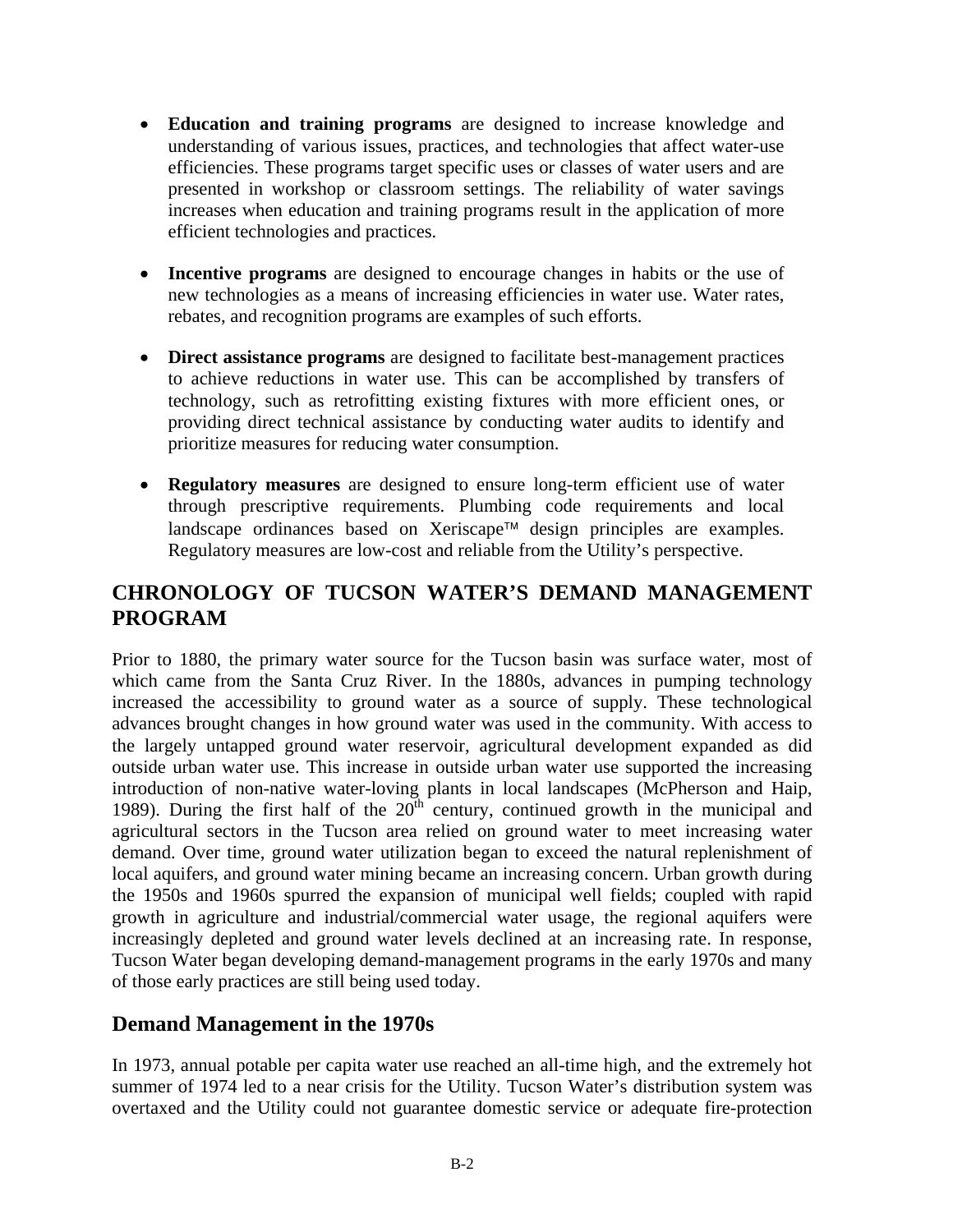- **Education and training programs** are designed to increase knowledge and understanding of various issues, practices, and technologies that affect water-use efficiencies. These programs target specific uses or classes of water users and are presented in workshop or classroom settings. The reliability of water savings increases when education and training programs result in the application of more efficient technologies and practices.

- **Incentive programs** are designed to encourage changes in habits or the use of new technologies as a means of increasing efficiencies in water use. Water rates, rebates, and recognition programs are examples of such efforts.

- **Direct assistance programs** are designed to facilitate best-management practices to achieve reductions in water use. This can be accomplished by transfers of technology, such as retrofitting existing fixtures with more efficient ones, or providing direct technical assistance by conducting water audits to identify and prioritize measures for reducing water consumption.

- **Regulatory measures** are designed to ensure long-term efficient use of water through prescriptive requirements. Plumbing code requirements and local landscape ordinances based on Xeriscape™ design principles are examples. Regulatory measures are low-cost and reliable from the Utility's perspective.

## CHRONOLOGY OF TUCSON WATER'S DEMAND MANAGEMENT PROGRAM

Prior to 1880, the primary water source for the Tucson basin was surface water, most of which came from the Santa Cruz River. In the 1880s, advances in pumping technology increased the accessibility to ground water as a source of supply. These technological advances brought changes in how ground water was used in the community. With access to the largely untapped ground water reservoir, agricultural development expanded as did outside urban water use. This increase in outside urban water use supported the increasing introduction of non-native water-loving plants in local landscapes (McPherson and Haip, 1989). During the first half of the 20th century, continued growth in the municipal and agricultural sectors in the Tucson area relied on ground water to meet increasing water demand. Over time, ground water utilization began to exceed the natural replenishment of local aquifers, and ground water mining became an increasing concern. Urban growth during the 1950s and 1960s spurred the expansion of municipal well fields; coupled with rapid growth in agriculture and industrial/commercial water usage, the regional aquifers were increasingly depleted and ground water levels declined at an increasing rate. In response, Tucson Water began developing demand-management programs in the early 1970s and many of those early practices are still being used today.

### Demand Management in the 1970s

In 1973, annual potable per capita water use reached an all-time high, and the extremely hot summer of 1974 led to a near crisis for the Utility. Tucson Water's distribution system was overtaxed and the Utility could not guarantee domestic service or adequate fire-protection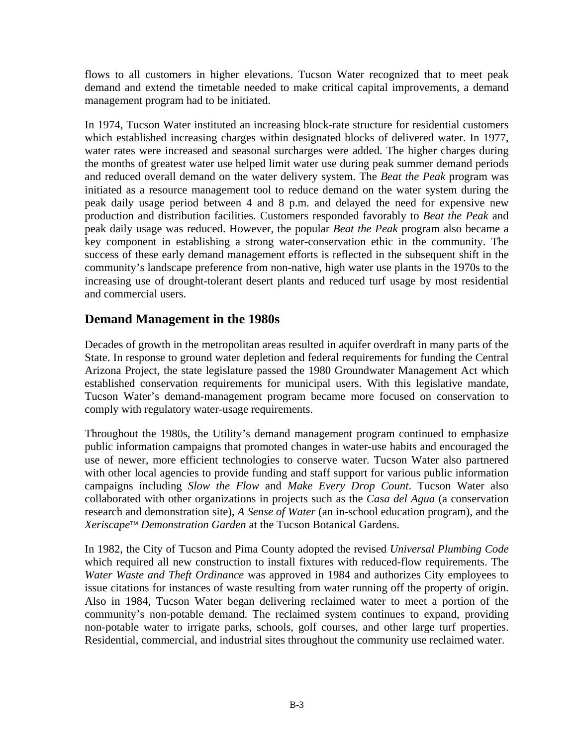flows to all customers in higher elevations. Tucson Water recognized that to meet peak demand and extend the timetable needed to make critical capital improvements, a demand management program had to be initiated.

In 1974, Tucson Water instituted an increasing block-rate structure for residential customers which established increasing charges within designated blocks of delivered water. In 1977, water rates were increased and seasonal surcharges were added. The higher charges during the months of greatest water use helped limit water use during peak summer demand periods and reduced overall demand on the water delivery system. The *Beat the Peak* program was initiated as a resource management tool to reduce demand on the water system during the peak daily usage period between 4 and 8 p.m. and delayed the need for expensive new production and distribution facilities. Customers responded favorably to *Beat the Peak* and peak daily usage was reduced. However, the popular *Beat the Peak* program also became a key component in establishing a strong water-conservation ethic in the community. The success of these early demand management efforts is reflected in the subsequent shift in the community's landscape preference from non-native, high water use plants in the 1970s to the increasing use of drought-tolerant desert plants and reduced turf usage by most residential and commercial users.

## Demand Management in the 1980s

Decades of growth in the metropolitan areas resulted in aquifer overdraft in many parts of the State. In response to ground water depletion and federal requirements for funding the Central Arizona Project, the state legislature passed the 1980 Groundwater Management Act which established conservation requirements for municipal users. With this legislative mandate, Tucson Water's demand-management program became more focused on conservation to comply with regulatory water-usage requirements.

Throughout the 1980s, the Utility's demand management program continued to emphasize public information campaigns that promoted changes in water-use habits and encouraged the use of newer, more efficient technologies to conserve water. Tucson Water also partnered with other local agencies to provide funding and staff support for various public information campaigns including *Slow the Flow* and *Make Every Drop Count*. Tucson Water also collaborated with other organizations in projects such as the *Casa del Agua* (a conservation research and demonstration site), *A Sense of Water* (an in-school education program), and the *Xeriscape™ Demonstration Garden* at the Tucson Botanical Gardens.

In 1982, the City of Tucson and Pima County adopted the revised *Universal Plumbing Code* which required all new construction to install fixtures with reduced-flow requirements. The *Water Waste and Theft Ordinance* was approved in 1984 and authorizes City employees to issue citations for instances of waste resulting from water running off the property of origin. Also in 1984, Tucson Water began delivering reclaimed water to meet a portion of the community's non-potable demand. The reclaimed system continues to expand, providing non-potable water to irrigate parks, schools, golf courses, and other large turf properties. Residential, commercial, and industrial sites throughout the community use reclaimed water.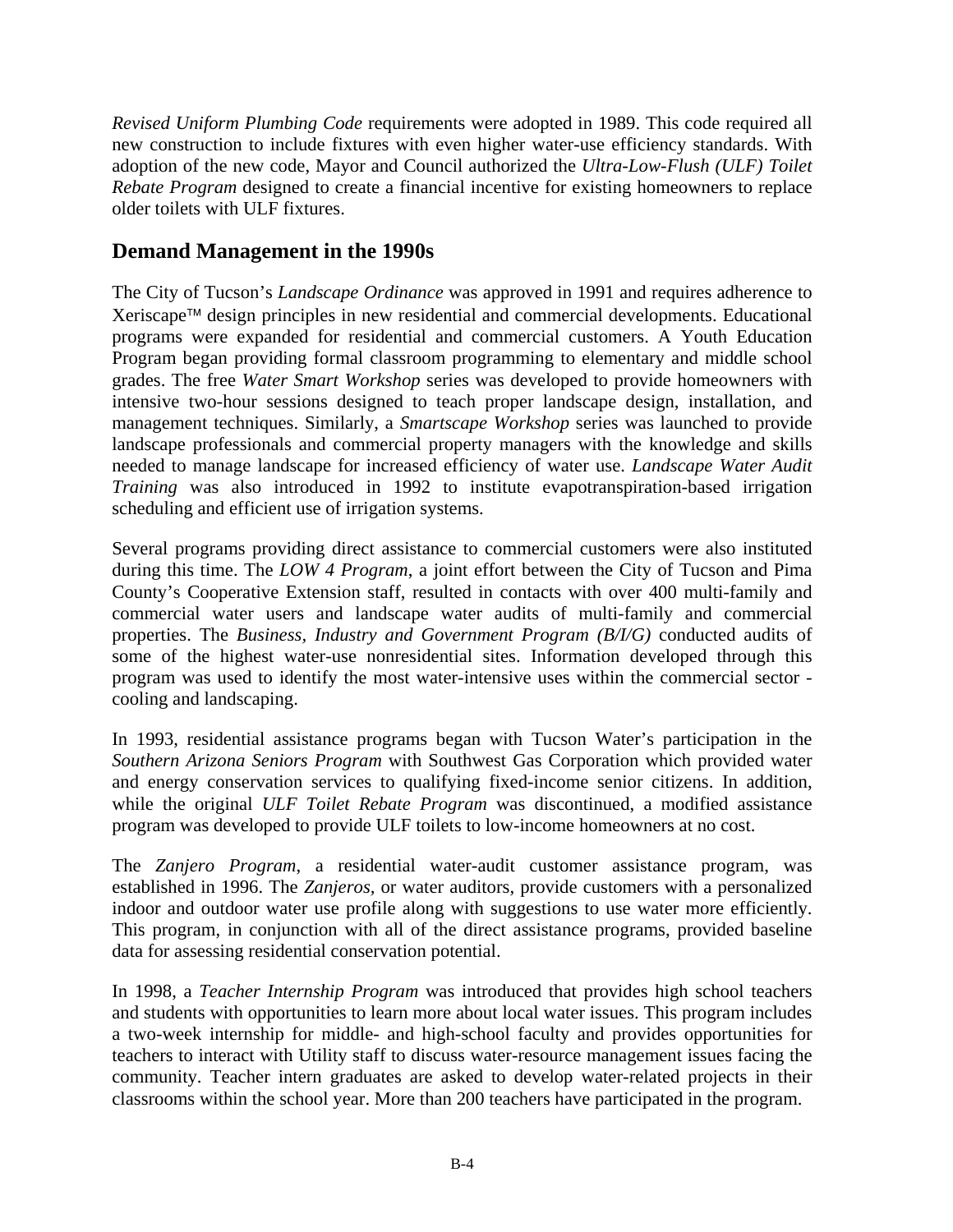*Revised Uniform Plumbing Code* requirements were adopted in 1989. This code required all new construction to include fixtures with even higher water-use efficiency standards. With adoption of the new code, Mayor and Council authorized the *Ultra-Low-Flush (ULF) Toilet Rebate Program* designed to create a financial incentive for existing homeowners to replace older toilets with ULF fixtures.

## Demand Management in the 1990s

The City of Tucson's *Landscape Ordinance* was approved in 1991 and requires adherence to Xeriscape™ design principles in new residential and commercial developments. Educational programs were expanded for residential and commercial customers. A Youth Education Program began providing formal classroom programming to elementary and middle school grades. The free *Water Smart Workshop* series was developed to provide homeowners with intensive two-hour sessions designed to teach proper landscape design, installation, and management techniques. Similarly, a *Smartscape Workshop* series was launched to provide landscape professionals and commercial property managers with the knowledge and skills needed to manage landscape for increased efficiency of water use. *Landscape Water Audit Training* was also introduced in 1992 to institute evapotranspiration-based irrigation scheduling and efficient use of irrigation systems.

Several programs providing direct assistance to commercial customers were also instituted during this time. The *LOW 4 Program*, a joint effort between the City of Tucson and Pima County's Cooperative Extension staff, resulted in contacts with over 400 multi-family and commercial water users and landscape water audits of multi-family and commercial properties. The *Business, Industry and Government Program (B/I/G)* conducted audits of some of the highest water-use nonresidential sites. Information developed through this program was used to identify the most water-intensive uses within the commercial sector - cooling and landscaping.

In 1993, residential assistance programs began with Tucson Water's participation in the *Southern Arizona Seniors Program* with Southwest Gas Corporation which provided water and energy conservation services to qualifying fixed-income senior citizens. In addition, while the original *ULF Toilet Rebate Program* was discontinued, a modified assistance program was developed to provide ULF toilets to low-income homeowners at no cost.

The *Zanjero Program*, a residential water-audit customer assistance program, was established in 1996. The *Zanjeros*, or water auditors, provide customers with a personalized indoor and outdoor water use profile along with suggestions to use water more efficiently. This program, in conjunction with all of the direct assistance programs, provided baseline data for assessing residential conservation potential.

In 1998, a *Teacher Internship Program* was introduced that provides high school teachers and students with opportunities to learn more about local water issues. This program includes a two-week internship for middle- and high-school faculty and provides opportunities for teachers to interact with Utility staff to discuss water-resource management issues facing the community. Teacher intern graduates are asked to develop water-related projects in their classrooms within the school year. More than 200 teachers have participated in the program.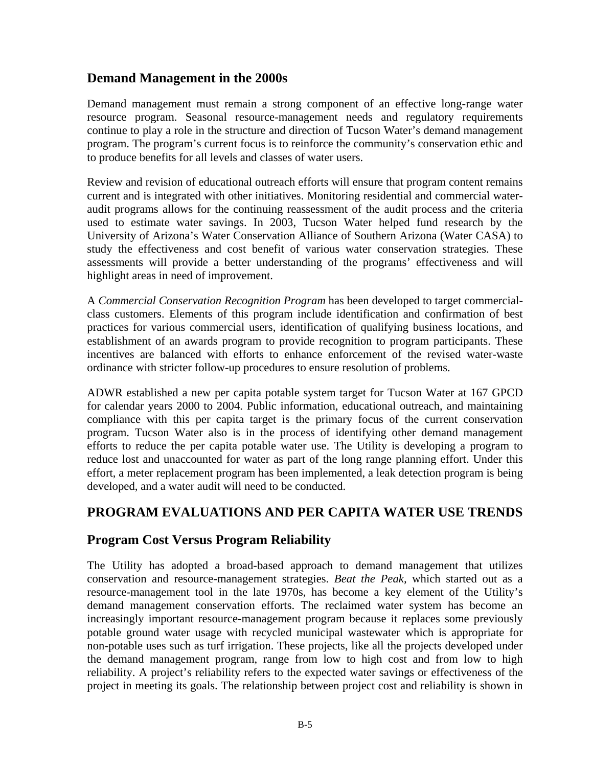## Demand Management in the 2000s

Demand management must remain a strong component of an effective long-range water resource program. Seasonal resource-management needs and regulatory requirements continue to play a role in the structure and direction of Tucson Water's demand management program. The program's current focus is to reinforce the community's conservation ethic and to produce benefits for all levels and classes of water users.

Review and revision of educational outreach efforts will ensure that program content remains current and is integrated with other initiatives. Monitoring residential and commercial water-audit programs allows for the continuing reassessment of the audit process and the criteria used to estimate water savings. In 2003, Tucson Water helped fund research by the University of Arizona's Water Conservation Alliance of Southern Arizona (Water CASA) to study the effectiveness and cost benefit of various water conservation strategies. These assessments will provide a better understanding of the programs' effectiveness and will highlight areas in need of improvement.

A *Commercial Conservation Recognition Program* has been developed to target commercial-class customers. Elements of this program include identification and confirmation of best practices for various commercial users, identification of qualifying business locations, and establishment of an awards program to provide recognition to program participants. These incentives are balanced with efforts to enhance enforcement of the revised water-waste ordinance with stricter follow-up procedures to ensure resolution of problems.

ADWR established a new per capita potable system target for Tucson Water at 167 GPCD for calendar years 2000 to 2004. Public information, educational outreach, and maintaining compliance with this per capita target is the primary focus of the current conservation program. Tucson Water also is in the process of identifying other demand management efforts to reduce the per capita potable water use. The Utility is developing a program to reduce lost and unaccounted for water as part of the long range planning effort. Under this effort, a meter replacement program has been implemented, a leak detection program is being developed, and a water audit will need to be conducted.

# PROGRAM EVALUATIONS AND PER CAPITA WATER USE TRENDS

## Program Cost Versus Program Reliability

The Utility has adopted a broad-based approach to demand management that utilizes conservation and resource-management strategies. *Beat the Peak*, which started out as a resource-management tool in the late 1970s, has become a key element of the Utility's demand management conservation efforts. The reclaimed water system has become an increasingly important resource-management program because it replaces some previously potable ground water usage with recycled municipal wastewater which is appropriate for non-potable uses such as turf irrigation. These projects, like all the projects developed under the demand management program, range from low to high cost and from low to high reliability. A project's reliability refers to the expected water savings or effectiveness of the project in meeting its goals. The relationship between project cost and reliability is shown in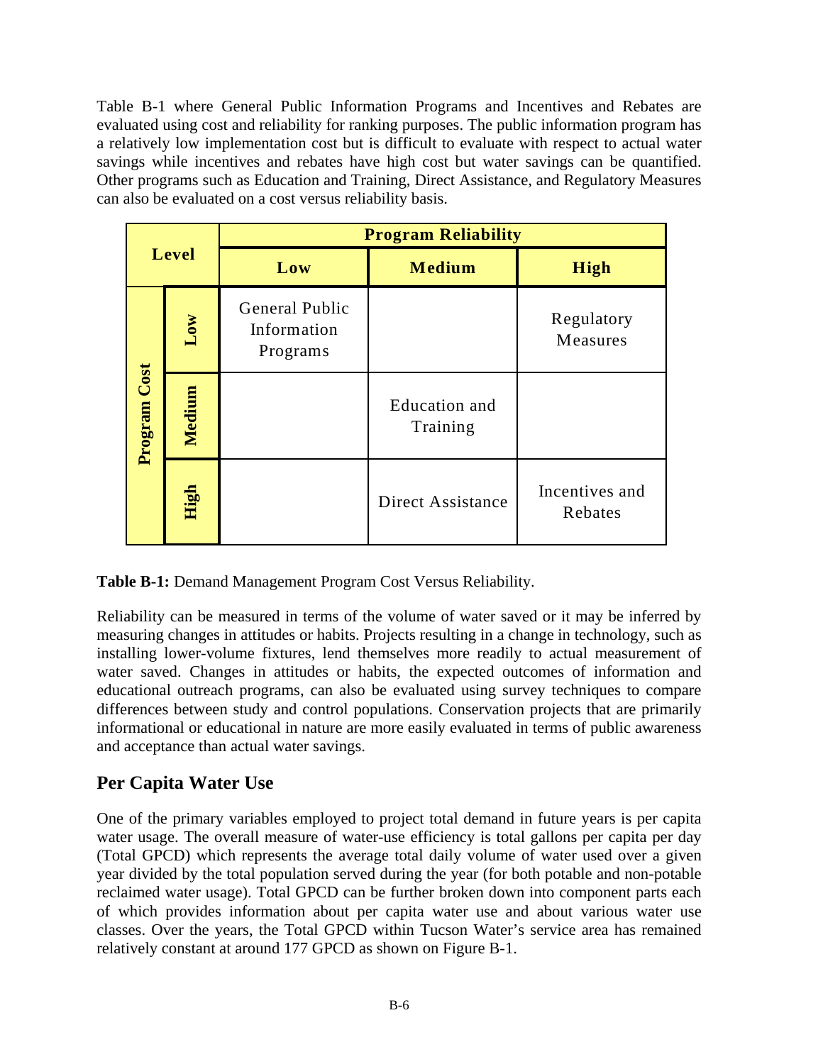Table B-1 where General Public Information Programs and Incentives and Rebates are evaluated using cost and reliability for ranking purposes. The public information program has a relatively low implementation cost but is difficult to evaluate with respect to actual water savings while incentives and rebates have high cost but water savings can be quantified. Other programs such as Education and Training, Direct Assistance, and Regulatory Measures can also be evaluated on a cost versus reliability basis.

| Level | | Program Reliability | | |
|---|---|---|---|---|
| | | **Low** | **Medium** | **High** |
| **Program Cost** | **Low** | General Public Information Programs | | Regulatory Measures |
| | **Medium** | | Education and Training | |
| | **High** | | Direct Assistance | Incentives and Rebates |

**Table B-1:** Demand Management Program Cost Versus Reliability.

Reliability can be measured in terms of the volume of water saved or it may be inferred by measuring changes in attitudes or habits. Projects resulting in a change in technology, such as installing lower-volume fixtures, lend themselves more readily to actual measurement of water saved. Changes in attitudes or habits, the expected outcomes of information and educational outreach programs, can also be evaluated using survey techniques to compare differences between study and control populations. Conservation projects that are primarily informational or educational in nature are more easily evaluated in terms of public awareness and acceptance than actual water savings.

## Per Capita Water Use

One of the primary variables employed to project total demand in future years is per capita water usage. The overall measure of water-use efficiency is total gallons per capita per day (Total GPCD) which represents the average total daily volume of water used over a given year divided by the total population served during the year (for both potable and non-potable reclaimed water usage). Total GPCD can be further broken down into component parts each of which provides information about per capita water use and about various water use classes. Over the years, the Total GPCD within Tucson Water's service area has remained relatively constant at around 177 GPCD as shown on Figure B-1.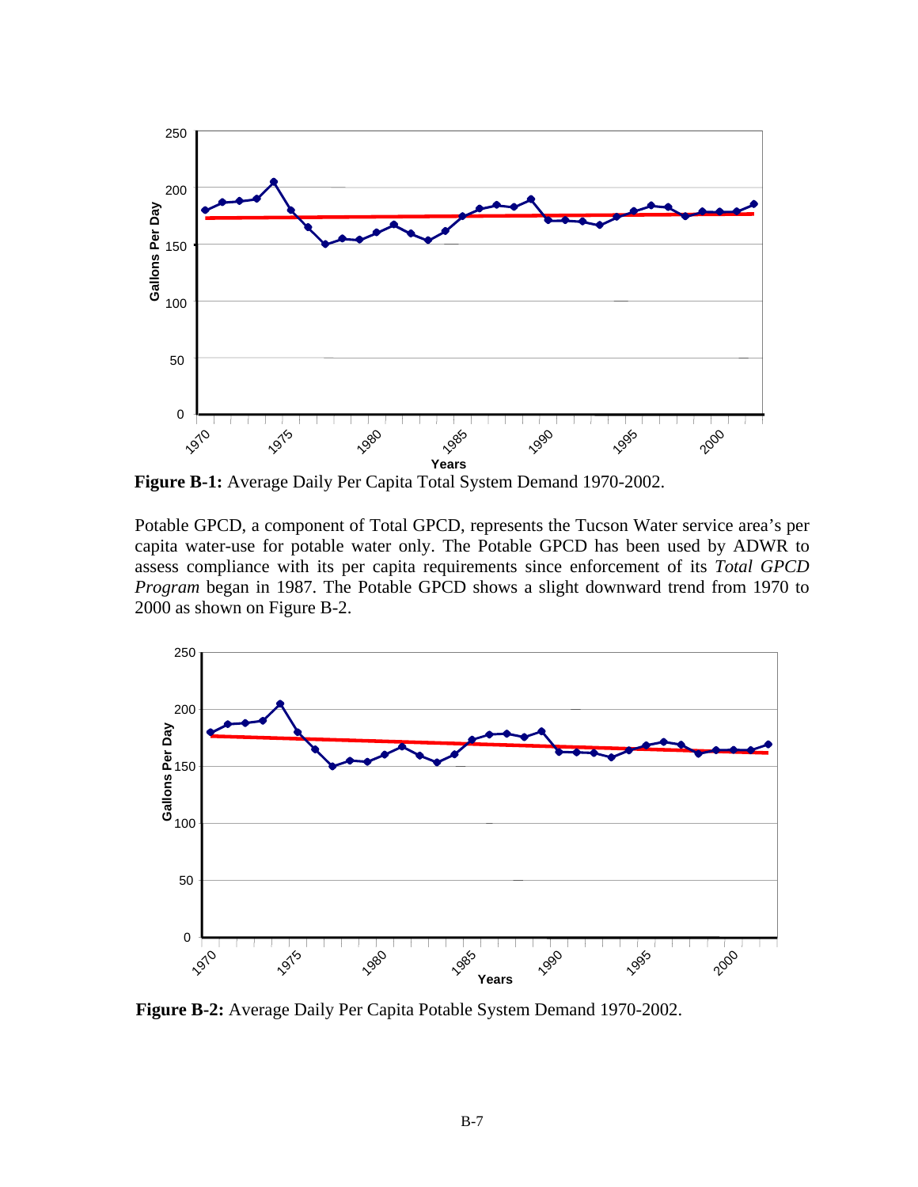**Figure B-1:** Average Daily Per Capita Total System Demand 1970-2002.

Potable GPCD, a component of Total GPCD, represents the Tucson Water service area's per capita water-use for potable water only. The Potable GPCD has been used by ADWR to assess compliance with its per capita requirements since enforcement of its *Total GPCD Program* began in 1987. The Potable GPCD shows a slight downward trend from 1970 to 2000 as shown on Figure B-2.

**Figure B-2:** Average Daily Per Capita Potable System Demand 1970-2002.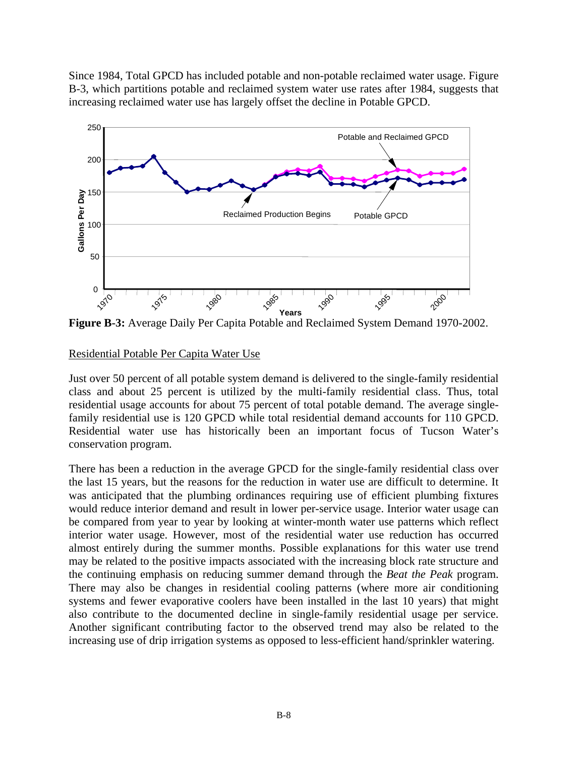Since 1984, Total GPCD has included potable and non-potable reclaimed water usage. Figure B-3, which partitions potable and reclaimed system water use rates after 1984, suggests that increasing reclaimed water use has largely offset the decline in Potable GPCD.

**Figure B-3:** Average Daily Per Capita Potable and Reclaimed System Demand 1970-2002.

## Residential Potable Per Capita Water Use

Just over 50 percent of all potable system demand is delivered to the single-family residential class and about 25 percent is utilized by the multi-family residential class. Thus, total residential usage accounts for about 75 percent of total potable demand. The average single-family residential use is 120 GPCD while total residential demand accounts for 110 GPCD. Residential water use has historically been an important focus of Tucson Water's conservation program.

There has been a reduction in the average GPCD for the single-family residential class over the last 15 years, but the reasons for the reduction in water use are difficult to determine. It was anticipated that the plumbing ordinances requiring use of efficient plumbing fixtures would reduce interior demand and result in lower per-service usage. Interior water usage can be compared from year to year by looking at winter-month water use patterns which reflect interior water usage. However, most of the residential water use reduction has occurred almost entirely during the summer months. Possible explanations for this water use trend may be related to the positive impacts associated with the increasing block rate structure and the continuing emphasis on reducing summer demand through the *Beat the Peak* program. There may also be changes in residential cooling patterns (where more air conditioning systems and fewer evaporative coolers have been installed in the last 10 years) that might also contribute to the documented decline in single-family residential usage per service. Another significant contributing factor to the observed trend may also be related to the increasing use of drip irrigation systems as opposed to less-efficient hand/sprinkler watering.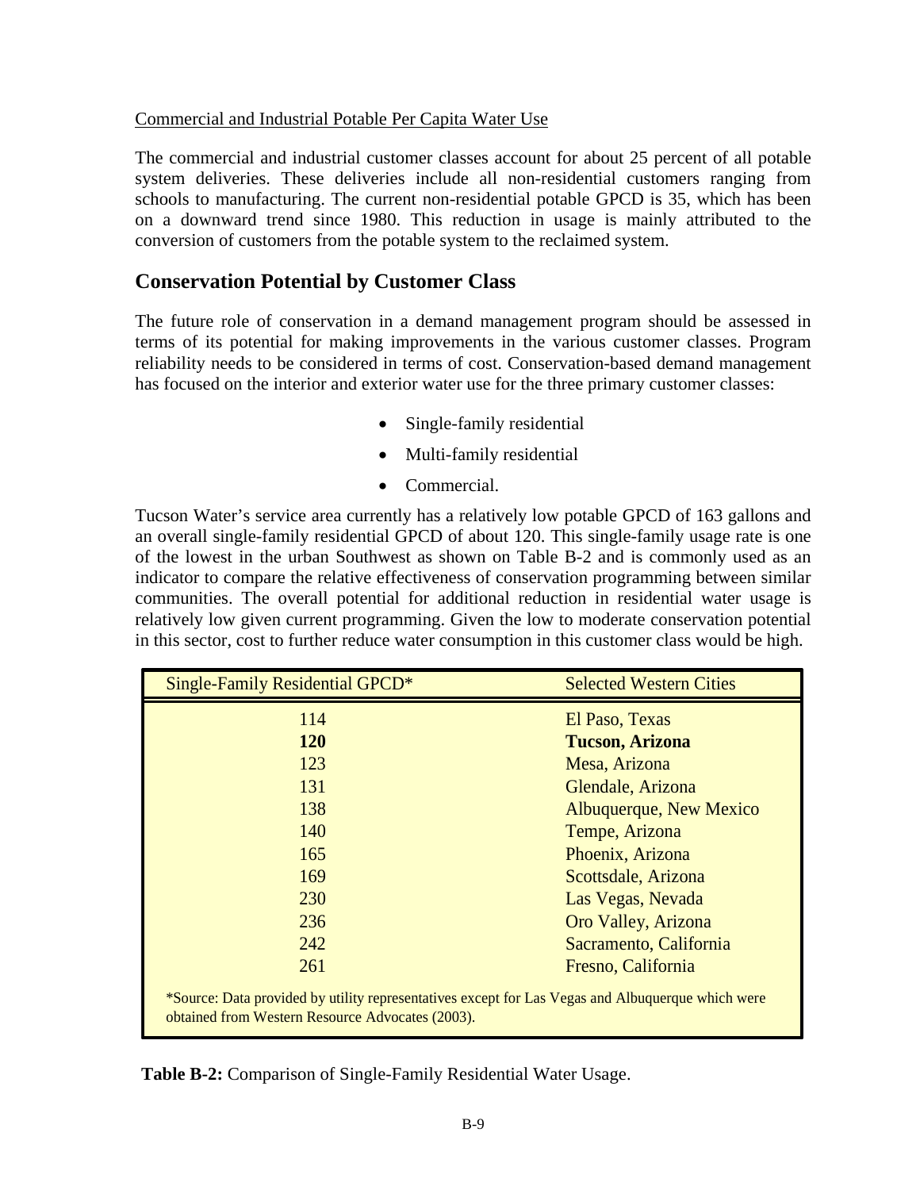Commercial and Industrial Potable Per Capita Water Use

The commercial and industrial customer classes account for about 25 percent of all potable system deliveries. These deliveries include all non-residential customers ranging from schools to manufacturing. The current non-residential potable GPCD is 35, which has been on a downward trend since 1980. This reduction in usage is mainly attributed to the conversion of customers from the potable system to the reclaimed system.

## Conservation Potential by Customer Class

The future role of conservation in a demand management program should be assessed in terms of its potential for making improvements in the various customer classes. Program reliability needs to be considered in terms of cost. Conservation-based demand management has focused on the interior and exterior water use for the three primary customer classes:

- Single-family residential
- Multi-family residential
- Commercial.

Tucson Water's service area currently has a relatively low potable GPCD of 163 gallons and an overall single-family residential GPCD of about 120. This single-family usage rate is one of the lowest in the urban Southwest as shown on Table B-2 and is commonly used as an indicator to compare the relative effectiveness of conservation programming between similar communities. The overall potential for additional reduction in residential water usage is relatively low given current programming. Given the low to moderate conservation potential in this sector, cost to further reduce water consumption in this customer class would be high.

| Single-Family Residential GPCD* | Selected Western Cities |
|---|---|
| 114 | El Paso, Texas |
| **120** | **Tucson, Arizona** |
| 123 | Mesa, Arizona |
| 131 | Glendale, Arizona |
| 138 | Albuquerque, New Mexico |
| 140 | Tempe, Arizona |
| 165 | Phoenix, Arizona |
| 169 | Scottsdale, Arizona |
| 230 | Las Vegas, Nevada |
| 236 | Oro Valley, Arizona |
| 242 | Sacramento, California |
| 261 | Fresno, California |

*Source: Data provided by utility representatives except for Las Vegas and Albuquerque which were obtained from Western Resource Advocates (2003).

**Table B-2:** Comparison of Single-Family Residential Water Usage.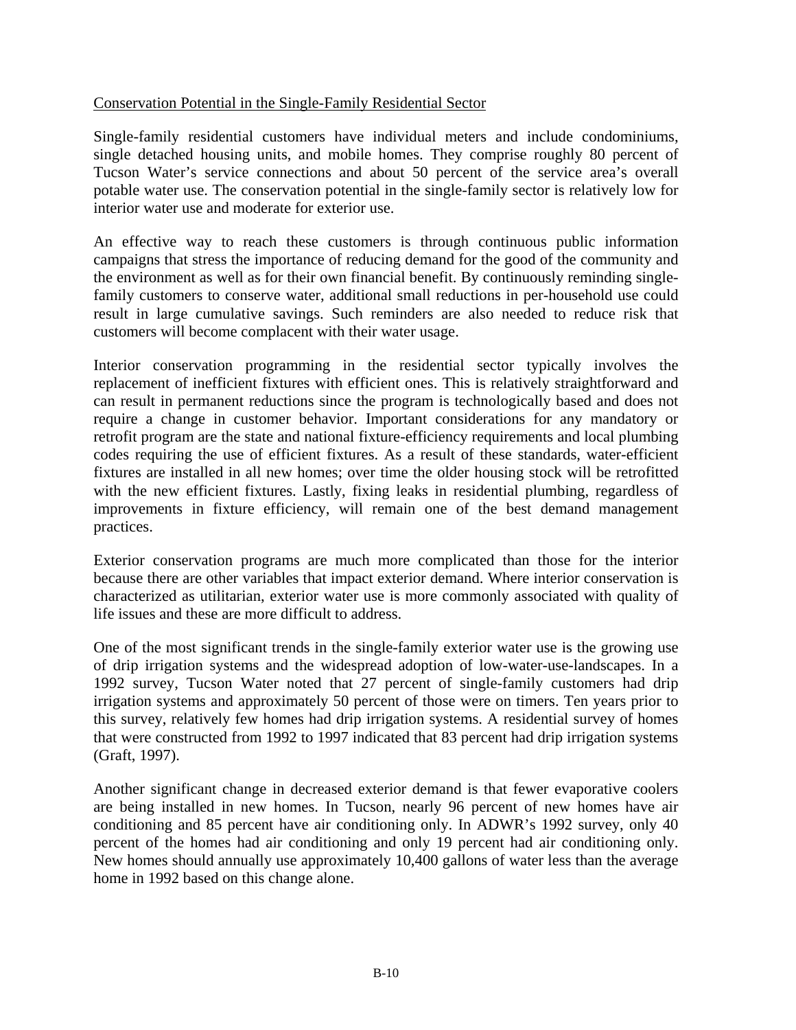<u>Conservation Potential in the Single-Family Residential Sector</u>

Single-family residential customers have individual meters and include condominiums, single detached housing units, and mobile homes. They comprise roughly 80 percent of Tucson Water's service connections and about 50 percent of the service area's overall potable water use. The conservation potential in the single-family sector is relatively low for interior water use and moderate for exterior use.

An effective way to reach these customers is through continuous public information campaigns that stress the importance of reducing demand for the good of the community and the environment as well as for their own financial benefit. By continuously reminding single-family customers to conserve water, additional small reductions in per-household use could result in large cumulative savings. Such reminders are also needed to reduce risk that customers will become complacent with their water usage.

Interior conservation programming in the residential sector typically involves the replacement of inefficient fixtures with efficient ones. This is relatively straightforward and can result in permanent reductions since the program is technologically based and does not require a change in customer behavior. Important considerations for any mandatory or retrofit program are the state and national fixture-efficiency requirements and local plumbing codes requiring the use of efficient fixtures. As a result of these standards, water-efficient fixtures are installed in all new homes; over time the older housing stock will be retrofitted with the new efficient fixtures. Lastly, fixing leaks in residential plumbing, regardless of improvements in fixture efficiency, will remain one of the best demand management practices.

Exterior conservation programs are much more complicated than those for the interior because there are other variables that impact exterior demand. Where interior conservation is characterized as utilitarian, exterior water use is more commonly associated with quality of life issues and these are more difficult to address.

One of the most significant trends in the single-family exterior water use is the growing use of drip irrigation systems and the widespread adoption of low-water-use-landscapes. In a 1992 survey, Tucson Water noted that 27 percent of single-family customers had drip irrigation systems and approximately 50 percent of those were on timers. Ten years prior to this survey, relatively few homes had drip irrigation systems. A residential survey of homes that were constructed from 1992 to 1997 indicated that 83 percent had drip irrigation systems (Graft, 1997).

Another significant change in decreased exterior demand is that fewer evaporative coolers are being installed in new homes. In Tucson, nearly 96 percent of new homes have air conditioning and 85 percent have air conditioning only. In ADWR's 1992 survey, only 40 percent of the homes had air conditioning and only 19 percent had air conditioning only. New homes should annually use approximately 10,400 gallons of water less than the average home in 1992 based on this change alone.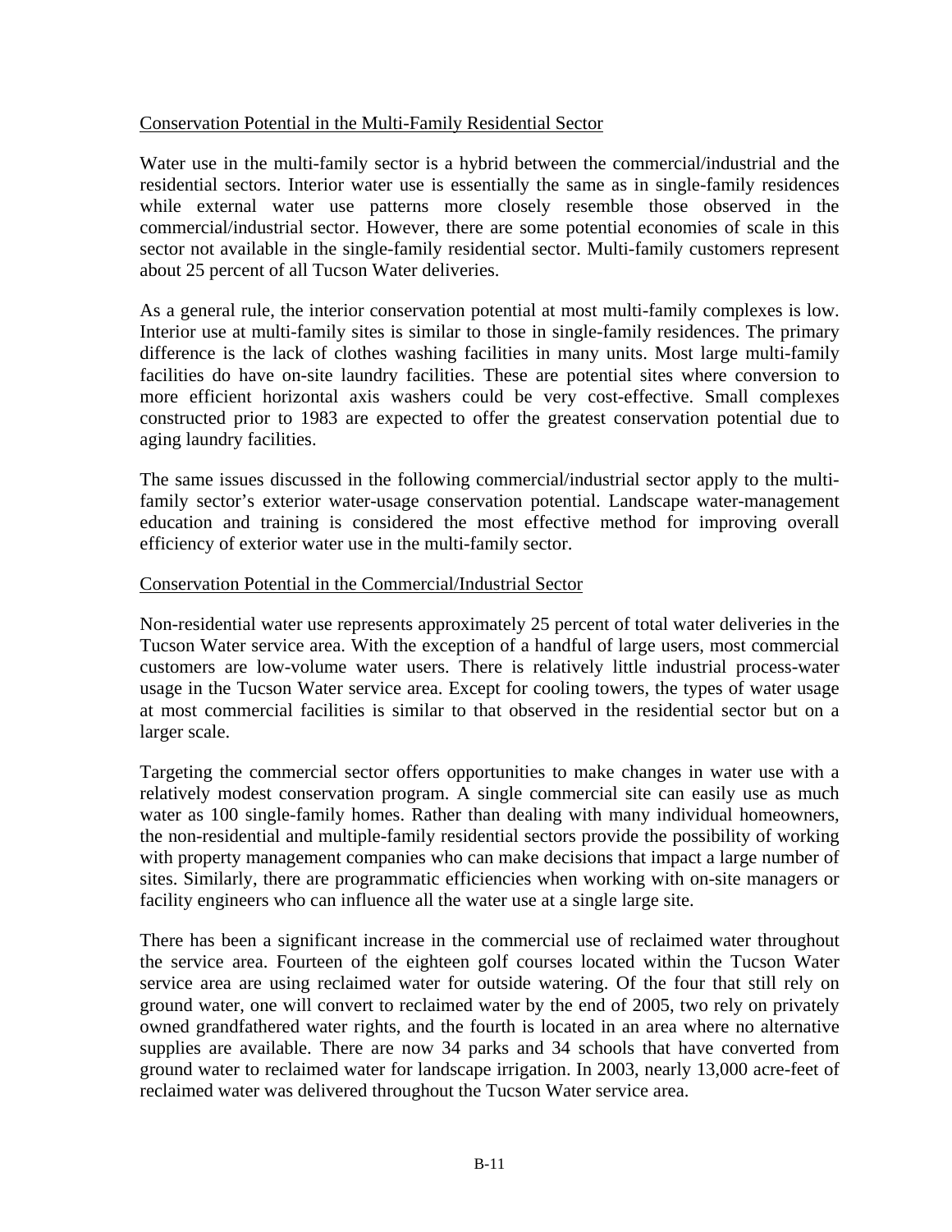## Conservation Potential in the Multi-Family Residential Sector

Water use in the multi-family sector is a hybrid between the commercial/industrial and the residential sectors. Interior water use is essentially the same as in single-family residences while external water use patterns more closely resemble those observed in the commercial/industrial sector. However, there are some potential economies of scale in this sector not available in the single-family residential sector. Multi-family customers represent about 25 percent of all Tucson Water deliveries.

As a general rule, the interior conservation potential at most multi-family complexes is low. Interior use at multi-family sites is similar to those in single-family residences. The primary difference is the lack of clothes washing facilities in many units. Most large multi-family facilities do have on-site laundry facilities. These are potential sites where conversion to more efficient horizontal axis washers could be very cost-effective. Small complexes constructed prior to 1983 are expected to offer the greatest conservation potential due to aging laundry facilities.

The same issues discussed in the following commercial/industrial sector apply to the multi-family sector's exterior water-usage conservation potential. Landscape water-management education and training is considered the most effective method for improving overall efficiency of exterior water use in the multi-family sector.

## Conservation Potential in the Commercial/Industrial Sector

Non-residential water use represents approximately 25 percent of total water deliveries in the Tucson Water service area. With the exception of a handful of large users, most commercial customers are low-volume water users. There is relatively little industrial process-water usage in the Tucson Water service area. Except for cooling towers, the types of water usage at most commercial facilities is similar to that observed in the residential sector but on a larger scale.

Targeting the commercial sector offers opportunities to make changes in water use with a relatively modest conservation program. A single commercial site can easily use as much water as 100 single-family homes. Rather than dealing with many individual homeowners, the non-residential and multiple-family residential sectors provide the possibility of working with property management companies who can make decisions that impact a large number of sites. Similarly, there are programmatic efficiencies when working with on-site managers or facility engineers who can influence all the water use at a single large site.

There has been a significant increase in the commercial use of reclaimed water throughout the service area. Fourteen of the eighteen golf courses located within the Tucson Water service area are using reclaimed water for outside watering. Of the four that still rely on ground water, one will convert to reclaimed water by the end of 2005, two rely on privately owned grandfathered water rights, and the fourth is located in an area where no alternative supplies are available. There are now 34 parks and 34 schools that have converted from ground water to reclaimed water for landscape irrigation. In 2003, nearly 13,000 acre-feet of reclaimed water was delivered throughout the Tucson Water service area.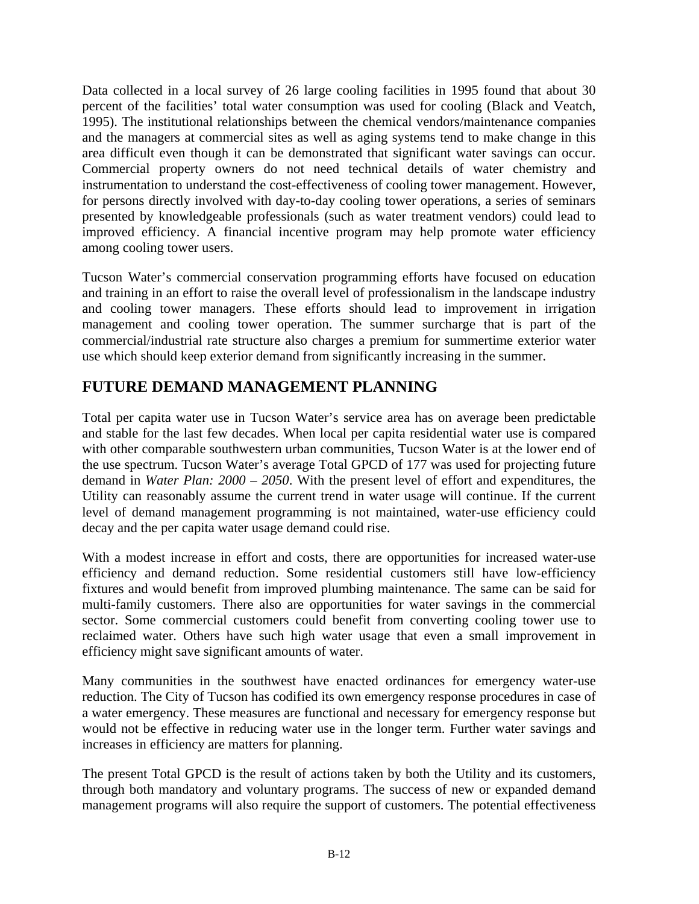Data collected in a local survey of 26 large cooling facilities in 1995 found that about 30 percent of the facilities' total water consumption was used for cooling (Black and Veatch, 1995). The institutional relationships between the chemical vendors/maintenance companies and the managers at commercial sites as well as aging systems tend to make change in this area difficult even though it can be demonstrated that significant water savings can occur. Commercial property owners do not need technical details of water chemistry and instrumentation to understand the cost-effectiveness of cooling tower management. However, for persons directly involved with day-to-day cooling tower operations, a series of seminars presented by knowledgeable professionals (such as water treatment vendors) could lead to improved efficiency. A financial incentive program may help promote water efficiency among cooling tower users.

Tucson Water's commercial conservation programming efforts have focused on education and training in an effort to raise the overall level of professionalism in the landscape industry and cooling tower managers. These efforts should lead to improvement in irrigation management and cooling tower operation. The summer surcharge that is part of the commercial/industrial rate structure also charges a premium for summertime exterior water use which should keep exterior demand from significantly increasing in the summer.

## FUTURE DEMAND MANAGEMENT PLANNING

Total per capita water use in Tucson Water's service area has on average been predictable and stable for the last few decades. When local per capita residential water use is compared with other comparable southwestern urban communities, Tucson Water is at the lower end of the use spectrum. Tucson Water's average Total GPCD of 177 was used for projecting future demand in *Water Plan: 2000 – 2050*. With the present level of effort and expenditures, the Utility can reasonably assume the current trend in water usage will continue. If the current level of demand management programming is not maintained, water-use efficiency could decay and the per capita water usage demand could rise.

With a modest increase in effort and costs, there are opportunities for increased water-use efficiency and demand reduction. Some residential customers still have low-efficiency fixtures and would benefit from improved plumbing maintenance. The same can be said for multi-family customers. There also are opportunities for water savings in the commercial sector. Some commercial customers could benefit from converting cooling tower use to reclaimed water. Others have such high water usage that even a small improvement in efficiency might save significant amounts of water.

Many communities in the southwest have enacted ordinances for emergency water-use reduction. The City of Tucson has codified its own emergency response procedures in case of a water emergency. These measures are functional and necessary for emergency response but would not be effective in reducing water use in the longer term. Further water savings and increases in efficiency are matters for planning.

The present Total GPCD is the result of actions taken by both the Utility and its customers, through both mandatory and voluntary programs. The success of new or expanded demand management programs will also require the support of customers. The potential effectiveness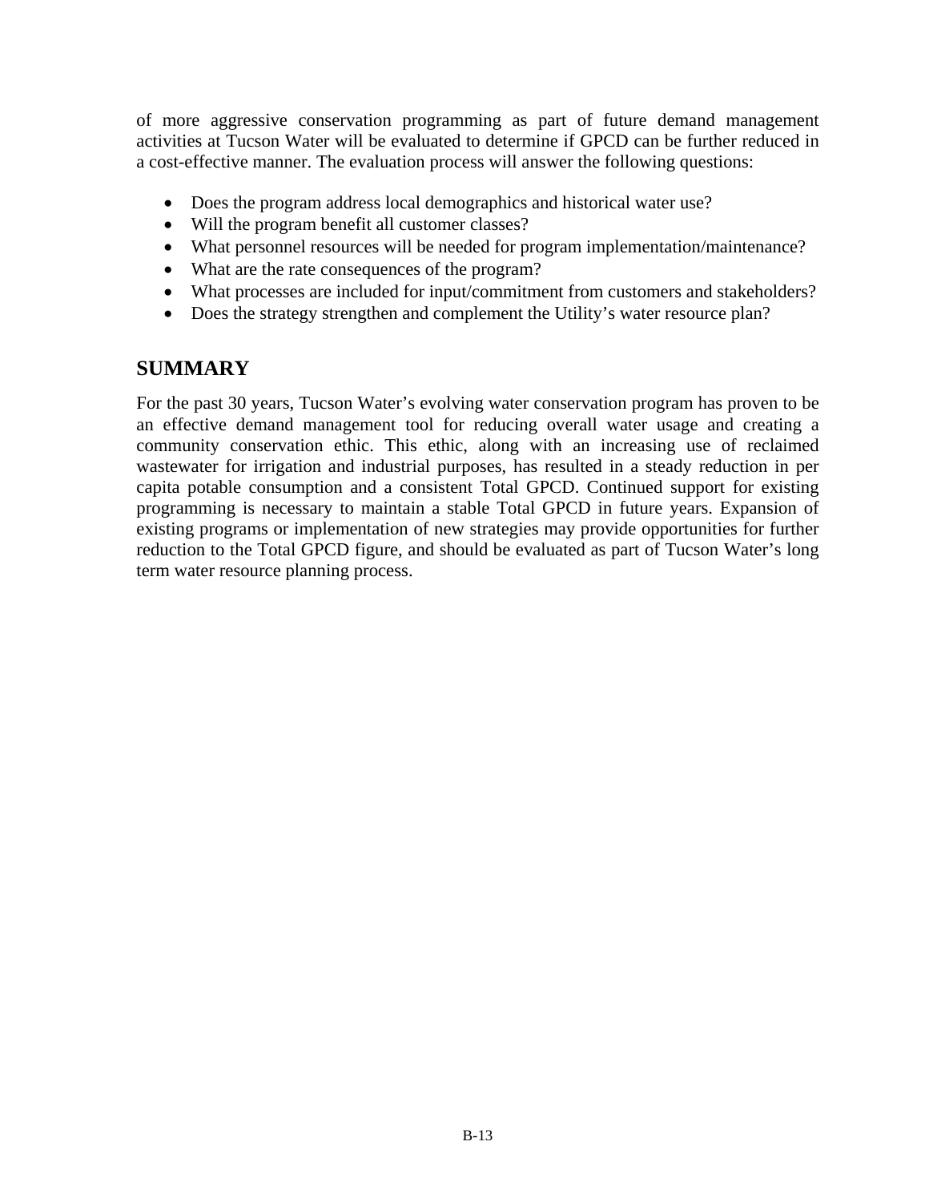of more aggressive conservation programming as part of future demand management activities at Tucson Water will be evaluated to determine if GPCD can be further reduced in a cost-effective manner. The evaluation process will answer the following questions:

- Does the program address local demographics and historical water use?
- Will the program benefit all customer classes?
- What personnel resources will be needed for program implementation/maintenance?
- What are the rate consequences of the program?
- What processes are included for input/commitment from customers and stakeholders?
- Does the strategy strengthen and complement the Utility's water resource plan?

## SUMMARY

For the past 30 years, Tucson Water's evolving water conservation program has proven to be an effective demand management tool for reducing overall water usage and creating a community conservation ethic. This ethic, along with an increasing use of reclaimed wastewater for irrigation and industrial purposes, has resulted in a steady reduction in per capita potable consumption and a consistent Total GPCD. Continued support for existing programming is necessary to maintain a stable Total GPCD in future years. Expansion of existing programs or implementation of new strategies may provide opportunities for further reduction to the Total GPCD figure, and should be evaluated as part of Tucson Water's long term water resource planning process.